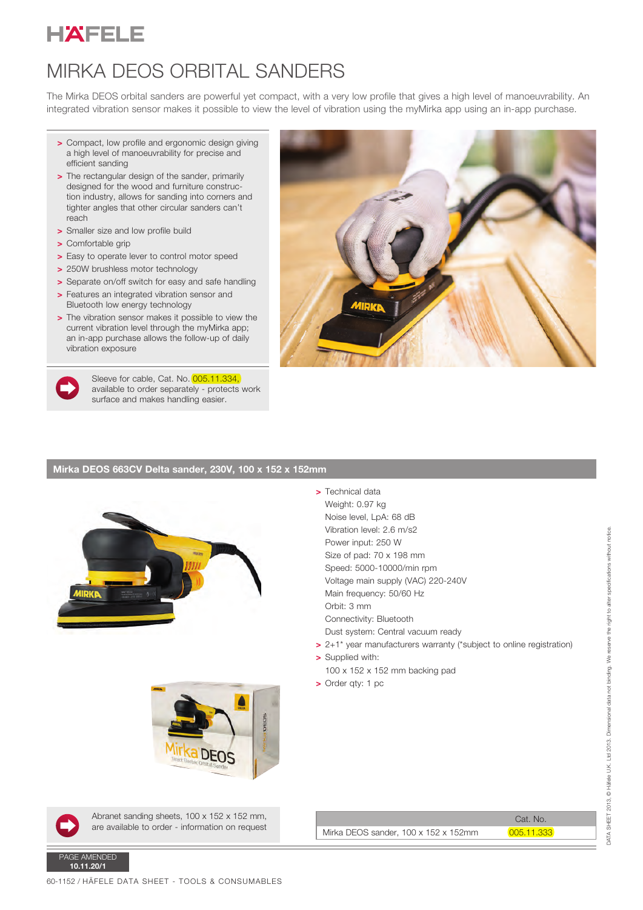# MIRKA DEOS ORBITAL SANDERS

The Mirka DEOS orbital sanders are powerful yet compact, with a very low profile that gives a high level of manoeuvrability. An integrated vibration sensor makes it possible to view the level of vibration using the myMirka app using an in-app purchase.

- Compact, low profile and ergonomic design giving a high level of manoeuvrability for precise and efficient sanding
- The rectangular design of the sander, primarily designed for the wood and furniture construction industry, allows for sanding into corners and tighter angles that other circular sanders can't reach
- Smaller size and low profile build
- Comfortable grip
- Easy to operate lever to control motor speed
- 250W brushless motor technology
- Separate on/off switch for easy and safe handling
- Features an integrated vibration sensor and Bluetooth low energy technology
- The vibration sensor makes it possible to view the current vibration level through the myMirka app; an in-app purchase allows the follow-up of daily vibration exposure

Sleeve for cable, Cat. No. 005.11.334, available to order separately - protects work surface and makes handling easier.

## Mirka DEOS 663CV Delta sander, 230V, 100 x 152 x 152mm

- Technical data
  Weight: 0.97 kg
  Noise level, LpA: 68 dB
  Vibration level: 2.6 m/s2
  Power input: 250 W
  Size of pad: 70 x 198 mm
  Speed: 5000-10000/min rpm
  Voltage main supply (VAC) 220-240V
  Main frequency: 50/60 Hz
  Orbit: 3 mm
  Connectivity: Bluetooth
  Dust system: Central vacuum ready
- 2+1* year manufacturers warranty (*subject to online registration)
- Supplied with:
  100 x 152 x 152 mm backing pad
- Order qty: 1 pc

Abranet sanding sheets, 100 x 152 x 152 mm, are available to order - information on request

| | Cat. No. |
|---|---|
| Mirka DEOS sander, 100 x 152 x 152mm | 005.11.333 |

PAGE AMENDED
**10.11.20/1**

60-1152 / HÄFELE DATA SHEET - TOOLS & CONSUMABLES

DATA SHEET 2013, © Häfele U.K. Ltd 2013. Dimensional data not binding. We reserve the right to alter specifications without notice.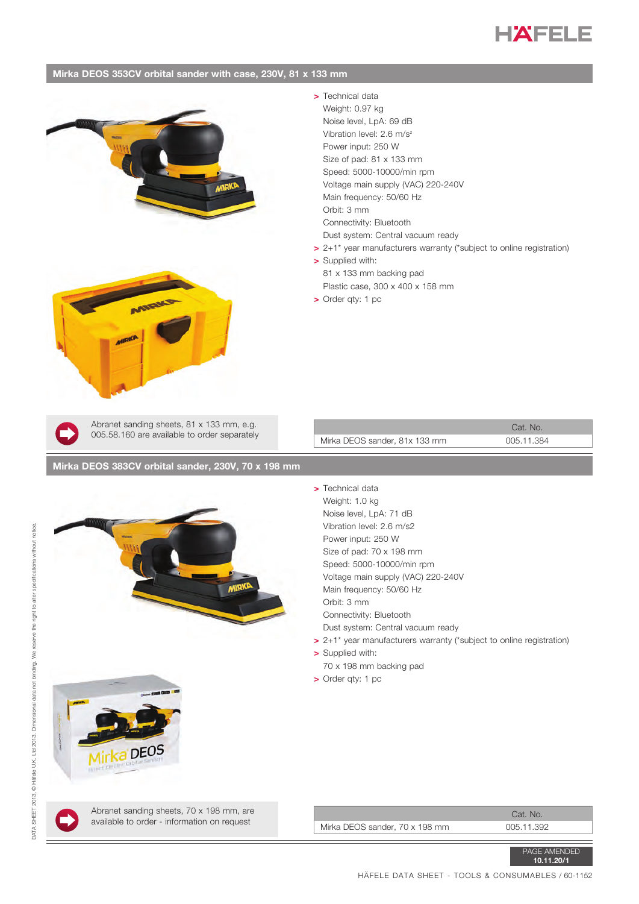## Mirka DEOS 353CV orbital sander with case, 230V, 81 x 133 mm

> Technical data
  Weight: 0.97 kg
  Noise level, LpA: 69 dB
  Vibration level: 2.6 m/s²
  Power input: 250 W
  Size of pad: 81 x 133 mm
  Speed: 5000-10000/min rpm
  Voltage main supply (VAC) 220-240V
  Main frequency: 50/60 Hz
  Orbit: 3 mm
  Connectivity: Bluetooth
  Dust system: Central vacuum ready

> 2+1* year manufacturers warranty (*subject to online registration)

> Supplied with:
  81 x 133 mm backing pad
  Plastic case, 300 x 400 x 158 mm

> Order qty: 1 pc

Abranet sanding sheets, 81 x 133 mm, e.g. 005.58.160 are available to order separately

| | Cat. No. |
|---|---|
| Mirka DEOS sander, 81x 133 mm | 005.11.384 |

## Mirka DEOS 383CV orbital sander, 230V, 70 x 198 mm

> Technical data
  Weight: 1.0 kg
  Noise level, LpA: 71 dB
  Vibration level: 2.6 m/s2
  Power input: 250 W
  Size of pad: 70 x 198 mm
  Speed: 5000-10000/min rpm
  Voltage main supply (VAC) 220-240V
  Main frequency: 50/60 Hz
  Orbit: 3 mm
  Connectivity: Bluetooth
  Dust system: Central vacuum ready

> 2+1* year manufacturers warranty (*subject to online registration)

> Supplied with:
  70 x 198 mm backing pad

> Order qty: 1 pc

Abranet sanding sheets, 70 x 198 mm, are available to order - information on request

| | Cat. No. |
|---|---|
| Mirka DEOS sander, 70 x 198 mm | 005.11.392 |

PAGE AMENDED
**10.11.20/1**